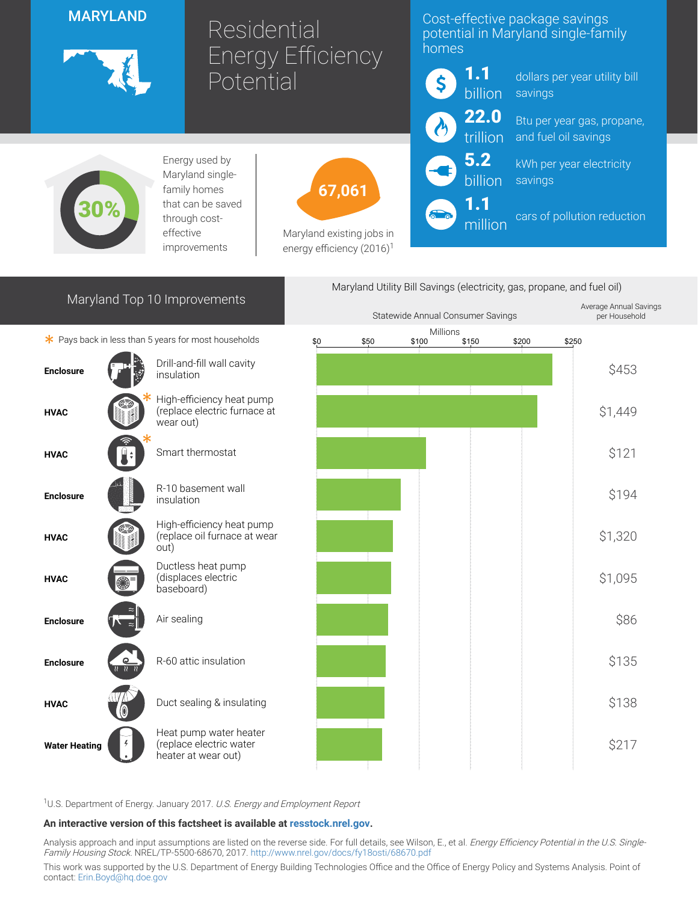# MARYLAND

# Residential Energy Efficiency Potential

## Cost-effective package savings potential in Maryland single-family homes

- **1.1 billion** dollars per year utility bill savings
- **22.0 trillion** Btu per year gas, propane, and fuel oil savings
- **5.2 billion** kWh per year electricity savings
- **1.1 million** cars of pollution reduction

**30%** Energy used by Maryland single-family homes that can be saved through cost-effective improvements

**67,061** Maryland existing jobs in energy efficiency (2016)[1]

## Maryland Top 10 Improvements

Maryland Utility Bill Savings (electricity, gas, propane, and fuel oil)

\* Pays back in less than 5 years for most households

| Category | Improvement | Statewide Annual Consumer Savings (Millions) | Average Annual Savings per Household |
|---|---|---|---|
| Enclosure | Drill-and-fill wall cavity insulation | ~$230 | $453 |
| HVAC | High-efficiency heat pump (replace electric furnace at wear out) * | ~$215 | $1,449 |
| HVAC | Smart thermostat * | ~$107 | $121 |
| Enclosure | R-10 basement wall insulation | ~$82 | $194 |
| HVAC | High-efficiency heat pump (replace oil furnace at wear out) | ~$75 | $1,320 |
| HVAC | Ductless heat pump (displaces electric baseboard) | ~$73 | $1,095 |
| Enclosure | Air sealing | ~$70 | $86 |
| Enclosure | R-60 attic insulation | ~$68 | $135 |
| HVAC | Duct sealing & insulating | ~$66 | $138 |
| Water Heating | Heat pump water heater (replace electric water heater at wear out) | ~$64 | $217 |

[1]U.S. Department of Energy. January 2017. *U.S. Energy and Employment Report*

**An interactive version of this factsheet is available at resstock.nrel.gov.**

Analysis approach and input assumptions are listed on the reverse side. For full details, see Wilson, E., et al. *Energy Efficiency Potential in the U.S. Single-Family Housing Stock*. NREL/TP-5500-68670, 2017. http://www.nrel.gov/docs/fy18osti/68670.pdf

This work was supported by the U.S. Department of Energy Building Technologies Office and the Office of Energy Policy and Systems Analysis. Point of contact: Erin.Boyd@hq.doe.gov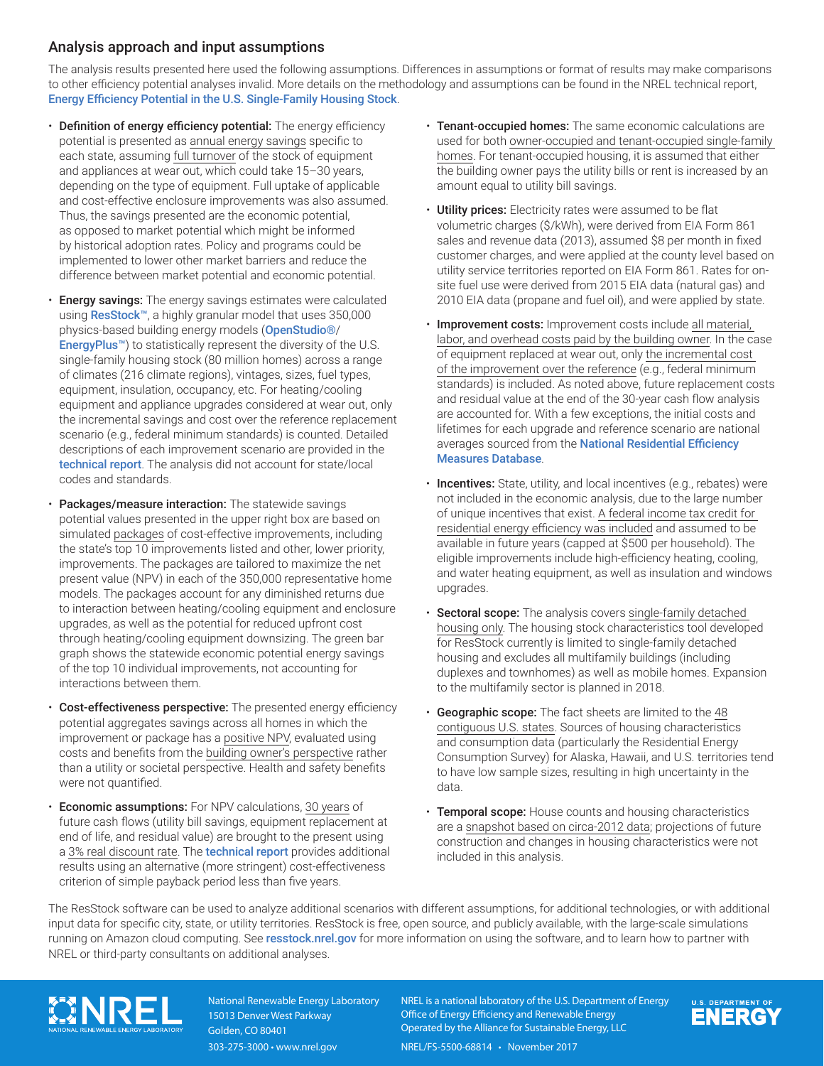## Analysis approach and input assumptions

The analysis results presented here used the following assumptions. Differences in assumptions or format of results may make comparisons to other efficiency potential analyses invalid. More details on the methodology and assumptions can be found in the NREL technical report, Energy Efficiency Potential in the U.S. Single-Family Housing Stock.

- **Definition of energy efficiency potential:** The energy efficiency potential is presented as annual energy savings specific to each state, assuming full turnover of the stock of equipment and appliances at wear out, which could take 15–30 years, depending on the type of equipment. Full uptake of applicable and cost-effective enclosure improvements was also assumed. Thus, the savings presented are the economic potential, as opposed to market potential which might be informed by historical adoption rates. Policy and programs could be implemented to lower other market barriers and reduce the difference between market potential and economic potential.
- **Energy savings:** The energy savings estimates were calculated using ResStock™, a highly granular model that uses 350,000 physics-based building energy models (OpenStudio®/EnergyPlus™) to statistically represent the diversity of the U.S. single-family housing stock (80 million homes) across a range of climates (216 climate regions), vintages, sizes, fuel types, equipment, insulation, occupancy, etc. For heating/cooling equipment and appliance upgrades considered at wear out, only the incremental savings and cost over the reference replacement scenario (e.g., federal minimum standards) is counted. Detailed descriptions of each improvement scenario are provided in the technical report. The analysis did not account for state/local codes and standards.
- **Packages/measure interaction:** The statewide savings potential values presented in the upper right box are based on simulated packages of cost-effective improvements, including the state's top 10 improvements listed and other, lower priority, improvements. The packages are tailored to maximize the net present value (NPV) in each of the 350,000 representative home models. The packages account for any diminished returns due to interaction between heating/cooling equipment and enclosure upgrades, as well as the potential for reduced upfront cost through heating/cooling equipment downsizing. The green bar graph shows the statewide economic potential energy savings of the top 10 individual improvements, not accounting for interactions between them.
- **Cost-effectiveness perspective:** The presented energy efficiency potential aggregates savings across all homes in which the improvement or package has a positive NPV, evaluated using costs and benefits from the building owner's perspective rather than a utility or societal perspective. Health and safety benefits were not quantified.
- **Economic assumptions:** For NPV calculations, 30 years of future cash flows (utility bill savings, equipment replacement at end of life, and residual value) are brought to the present using a 3% real discount rate. The technical report provides additional results using an alternative (more stringent) cost-effectiveness criterion of simple payback period less than five years.
- **Tenant-occupied homes:** The same economic calculations are used for both owner-occupied and tenant-occupied single-family homes. For tenant-occupied housing, it is assumed that either the building owner pays the utility bills or rent is increased by an amount equal to utility bill savings.
- **Utility prices:** Electricity rates were assumed to be flat volumetric charges ($/kWh), were derived from EIA Form 861 sales and revenue data (2013), assumed $8 per month in fixed customer charges, and were applied at the county level based on utility service territories reported on EIA Form 861. Rates for on-site fuel use were derived from 2015 EIA data (natural gas) and 2010 EIA data (propane and fuel oil), and were applied by state.
- **Improvement costs:** Improvement costs include all material, labor, and overhead costs paid by the building owner. In the case of equipment replaced at wear out, only the incremental cost of the improvement over the reference (e.g., federal minimum standards) is included. As noted above, future replacement costs and residual value at the end of the 30-year cash flow analysis are accounted for. With a few exceptions, the initial costs and lifetimes for each upgrade and reference scenario are national averages sourced from the National Residential Efficiency Measures Database.
- **Incentives:** State, utility, and local incentives (e.g., rebates) were not included in the economic analysis, due to the large number of unique incentives that exist. A federal income tax credit for residential energy efficiency was included and assumed to be available in future years (capped at $500 per household). The eligible improvements include high-efficiency heating, cooling, and water heating equipment, as well as insulation and windows upgrades.
- **Sectoral scope:** The analysis covers single-family detached housing only. The housing stock characteristics tool developed for ResStock currently is limited to single-family detached housing and excludes all multifamily buildings (including duplexes and townhomes) as well as mobile homes. Expansion to the multifamily sector is planned in 2018.
- **Geographic scope:** The fact sheets are limited to the 48 contiguous U.S. states. Sources of housing characteristics and consumption data (particularly the Residential Energy Consumption Survey) for Alaska, Hawaii, and U.S. territories tend to have low sample sizes, resulting in high uncertainty in the data.
- **Temporal scope:** House counts and housing characteristics are a snapshot based on circa-2012 data; projections of future construction and changes in housing characteristics were not included in this analysis.

The ResStock software can be used to analyze additional scenarios with different assumptions, for additional technologies, or with additional input data for specific city, state, or utility territories. ResStock is free, open source, and publicly available, with the large-scale simulations running on Amazon cloud computing. See resstock.nrel.gov for more information on using the software, and to learn how to partner with NREL or third-party consultants on additional analyses.

NREL NATIONAL RENEWABLE ENERGY LABORATORY

National Renewable Energy Laboratory
15013 Denver West Parkway
Golden, CO 80401
303-275-3000 • www.nrel.gov

NREL is a national laboratory of the U.S. Department of Energy
Office of Energy Efficiency and Renewable Energy
Operated by the Alliance for Sustainable Energy, LLC

NREL/FS-5500-68814 • November 2017

U.S. DEPARTMENT OF ENERGY